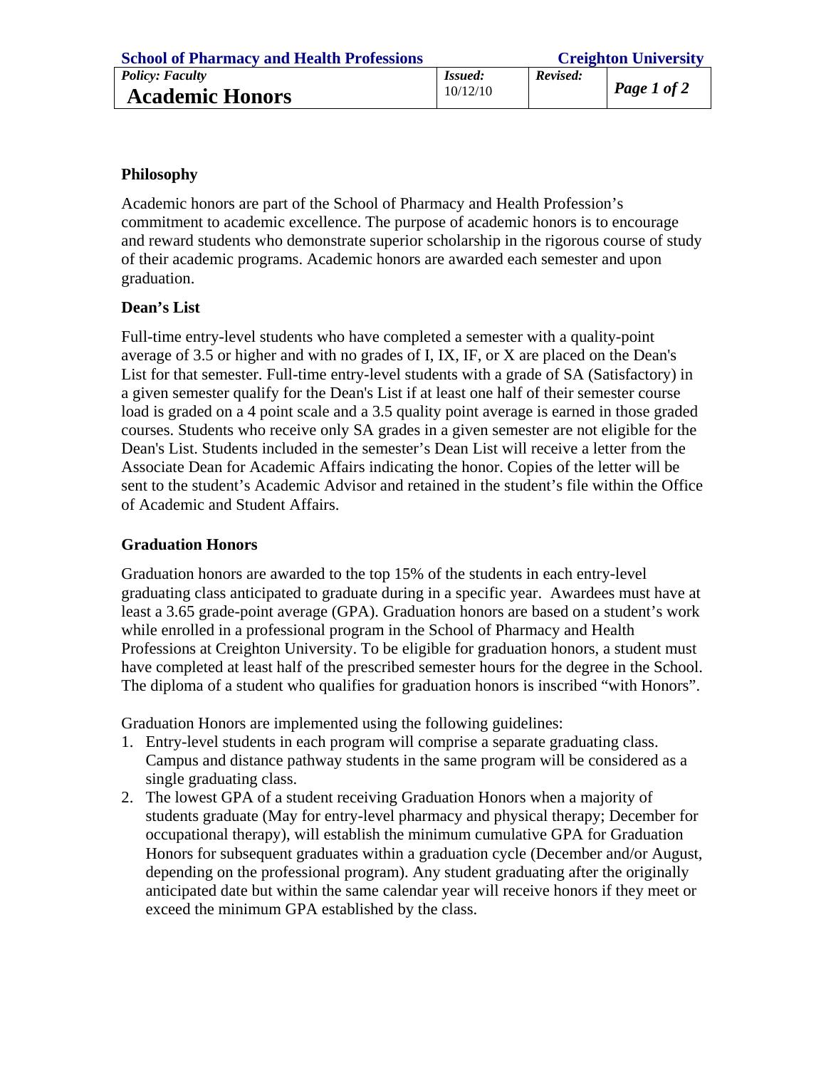| School of Pharmacy and Health Professions | | | Creighton University |
|---|---|---|---|
| *Policy: Faculty* **Academic Honors** | *Issued:* 10/12/10 | *Revised:* | |

## Philosophy

Academic honors are part of the School of Pharmacy and Health Profession's commitment to academic excellence. The purpose of academic honors is to encourage and reward students who demonstrate superior scholarship in the rigorous course of study of their academic programs. Academic honors are awarded each semester and upon graduation.

## Dean's List

Full-time entry-level students who have completed a semester with a quality-point average of 3.5 or higher and with no grades of I, IX, IF, or X are placed on the Dean's List for that semester. Full-time entry-level students with a grade of SA (Satisfactory) in a given semester qualify for the Dean's List if at least one half of their semester course load is graded on a 4 point scale and a 3.5 quality point average is earned in those graded courses. Students who receive only SA grades in a given semester are not eligible for the Dean's List. Students included in the semester's Dean List will receive a letter from the Associate Dean for Academic Affairs indicating the honor. Copies of the letter will be sent to the student's Academic Advisor and retained in the student's file within the Office of Academic and Student Affairs.

## Graduation Honors

Graduation honors are awarded to the top 15% of the students in each entry-level graduating class anticipated to graduate during in a specific year. Awardees must have at least a 3.65 grade-point average (GPA). Graduation honors are based on a student's work while enrolled in a professional program in the School of Pharmacy and Health Professions at Creighton University. To be eligible for graduation honors, a student must have completed at least half of the prescribed semester hours for the degree in the School. The diploma of a student who qualifies for graduation honors is inscribed "with Honors".

Graduation Honors are implemented using the following guidelines:

1. Entry-level students in each program will comprise a separate graduating class. Campus and distance pathway students in the same program will be considered as a single graduating class.
2. The lowest GPA of a student receiving Graduation Honors when a majority of students graduate (May for entry-level pharmacy and physical therapy; December for occupational therapy), will establish the minimum cumulative GPA for Graduation Honors for subsequent graduates within a graduation cycle (December and/or August, depending on the professional program). Any student graduating after the originally anticipated date but within the same calendar year will receive honors if they meet or exceed the minimum GPA established by the class.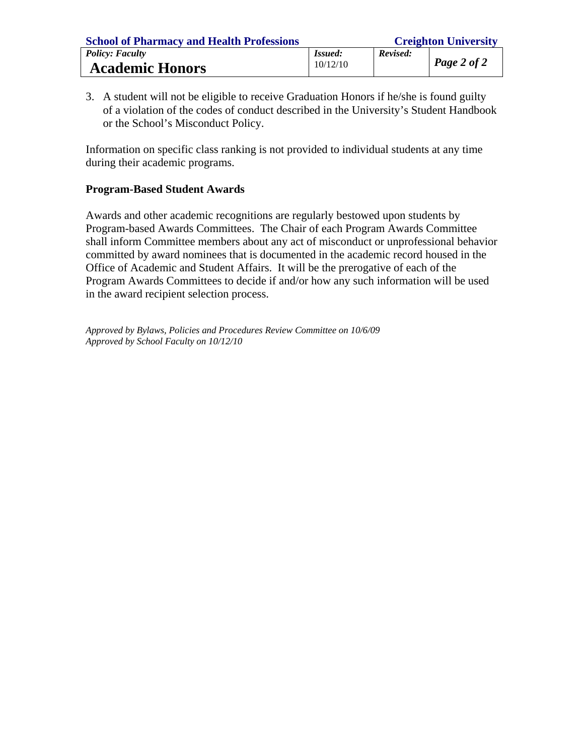3. A student will not be eligible to receive Graduation Honors if he/she is found guilty of a violation of the codes of conduct described in the University's Student Handbook or the School's Misconduct Policy.

Information on specific class ranking is not provided to individual students at any time during their academic programs.

**Program-Based Student Awards**

Awards and other academic recognitions are regularly bestowed upon students by Program-based Awards Committees. The Chair of each Program Awards Committee shall inform Committee members about any act of misconduct or unprofessional behavior committed by award nominees that is documented in the academic record housed in the Office of Academic and Student Affairs. It will be the prerogative of each of the Program Awards Committees to decide if and/or how any such information will be used in the award recipient selection process.

*Approved by Bylaws, Policies and Procedures Review Committee on 10/6/09*
*Approved by School Faculty on 10/12/10*